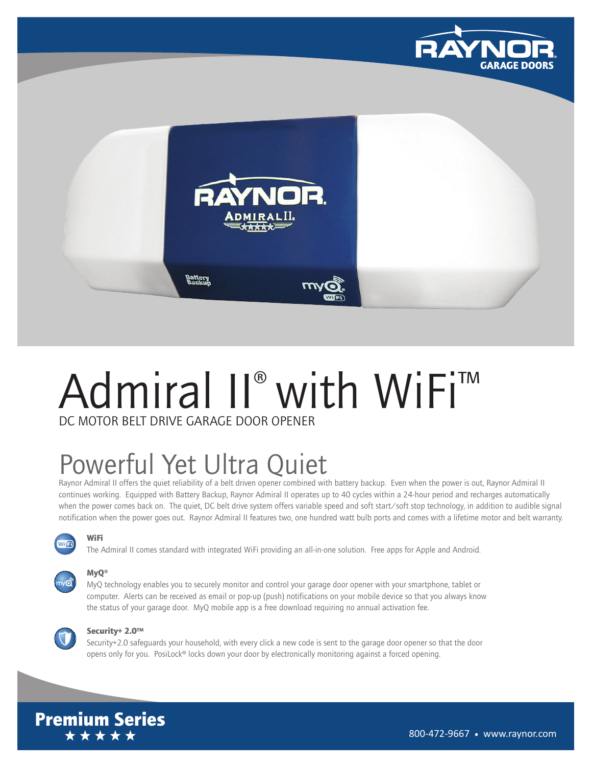RAYNOR GARAGE DOORS

# Admiral II® with WiFi™

DC MOTOR BELT DRIVE GARAGE DOOR OPENER

## Powerful Yet Ultra Quiet

Raynor Admiral II offers the quiet reliability of a belt driven opener combined with battery backup. Even when the power is out, Raynor Admiral II continues working. Equipped with Battery Backup, Raynor Admiral II operates up to 40 cycles within a 24-hour period and recharges automatically when the power comes back on. The quiet, DC belt drive system offers variable speed and soft start/soft stop technology, in addition to audible signal notification when the power goes out. Raynor Admiral II features two, one hundred watt bulb ports and comes with a lifetime motor and belt warranty.

**WiFi**

The Admiral II comes standard with integrated WiFi providing an all-in-one solution. Free apps for Apple and Android.

**MyQ®**

MyQ technology enables you to securely monitor and control your garage door opener with your smartphone, tablet or computer. Alerts can be received as email or pop-up (push) notifications on your mobile device so that you always know the status of your garage door. MyQ mobile app is a free download requiring no annual activation fee.

**Security+ 2.0™**

Security+2.0 safeguards your household, with every click a new code is sent to the garage door opener so that the door opens only for you. PosiLock® locks down your door by electronically monitoring against a forced opening.

**Premium Series**
★★★★★

800-472-9667 • www.raynor.com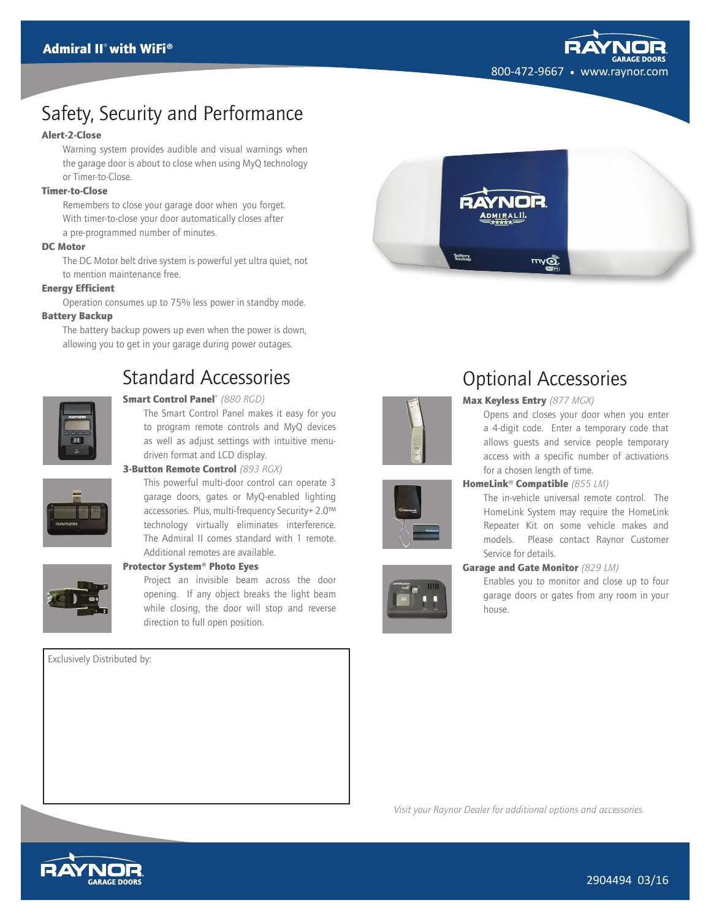# Safety, Security and Performance

**Alert-2-Close**

Warning system provides audible and visual warnings when the garage door is about to close when using MyQ technology or Timer-to-Close.

**Timer-to-Close**

Remembers to close your garage door when you forget. With timer-to-close your door automatically closes after a pre-programmed number of minutes.

**DC Motor**

The DC Motor belt drive system is powerful yet ultra quiet, not to mention maintenance free.

**Energy Efficient**

Operation consumes up to 75% less power in standby mode.

**Battery Backup**

The battery backup powers up even when the power is down, allowing you to get in your garage during power outages.

## Standard Accessories

**Smart Control Panel®** *(880 RGD)*

The Smart Control Panel makes it easy for you to program remote controls and MyQ devices as well as adjust settings with intuitive menu-driven format and LCD display.

**3-Button Remote Control** *(893 RGX)*

This powerful multi-door control can operate 3 garage doors, gates or MyQ-enabled lighting accessories. Plus, multi-frequency Security+ 2.0™ technology virtually eliminates interference. The Admiral II comes standard with 1 remote. Additional remotes are available.

**Protector System® Photo Eyes**

Project an invisible beam across the door opening. If any object breaks the light beam while closing, the door will stop and reverse direction to full open position.

## Optional Accessories

**Max Keyless Entry** *(877 MGX)*

Opens and closes your door when you enter a 4-digit code. Enter a temporary code that allows guests and service people temporary access with a specific number of activations for a chosen length of time.

**HomeLink® Compatible** *(855 LM)*

The in-vehicle universal remote control. The HomeLink System may require the HomeLink Repeater Kit on some vehicle makes and models. Please contact Raynor Customer Service for details.

**Garage and Gate Monitor** *(829 LM)*

Enables you to monitor and close up to four garage doors or gates from any room in your house.

Exclusively Distributed by:

*Visit your Raynor Dealer for additional options and accessories.*

2904494 03/16